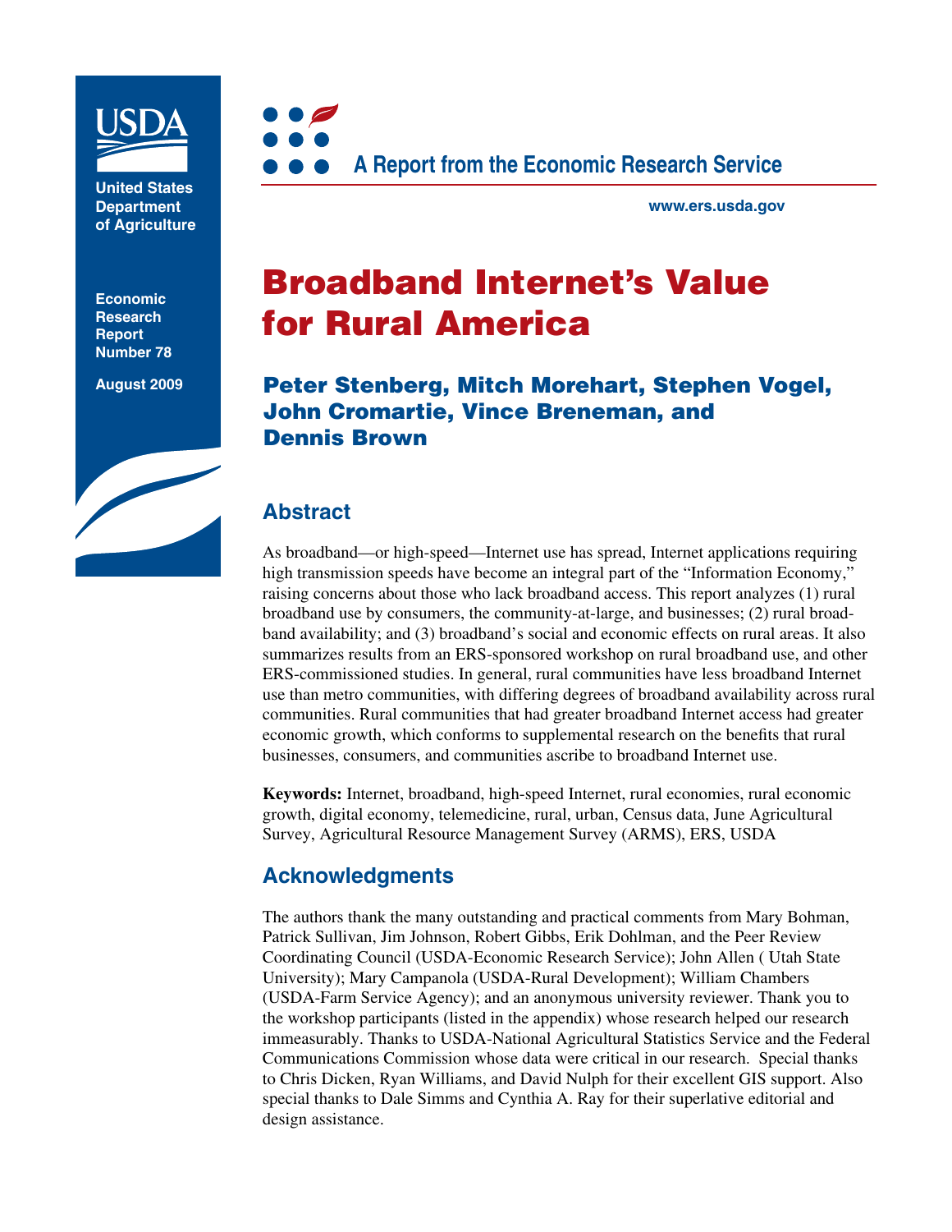United States Department of Agriculture

Economic Research Report Number 78

August 2009

A Report from the Economic Research Service

www.ers.usda.gov

# Broadband Internet's Value for Rural America

**Peter Stenberg, Mitch Morehart, Stephen Vogel, John Cromartie, Vince Breneman, and Dennis Brown**

## Abstract

As broadband—or high-speed—Internet use has spread, Internet applications requiring high transmission speeds have become an integral part of the "Information Economy," raising concerns about those who lack broadband access. This report analyzes (1) rural broadband use by consumers, the community-at-large, and businesses; (2) rural broadband availability; and (3) broadband's social and economic effects on rural areas. It also summarizes results from an ERS-sponsored workshop on rural broadband use, and other ERS-commissioned studies. In general, rural communities have less broadband Internet use than metro communities, with differing degrees of broadband availability across rural communities. Rural communities that had greater broadband Internet access had greater economic growth, which conforms to supplemental research on the benefits that rural businesses, consumers, and communities ascribe to broadband Internet use.

**Keywords:** Internet, broadband, high-speed Internet, rural economies, rural economic growth, digital economy, telemedicine, rural, urban, Census data, June Agricultural Survey, Agricultural Resource Management Survey (ARMS), ERS, USDA

## Acknowledgments

The authors thank the many outstanding and practical comments from Mary Bohman, Patrick Sullivan, Jim Johnson, Robert Gibbs, Erik Dohlman, and the Peer Review Coordinating Council (USDA-Economic Research Service); John Allen ( Utah State University); Mary Campanola (USDA-Rural Development); William Chambers (USDA-Farm Service Agency); and an anonymous university reviewer. Thank you to the workshop participants (listed in the appendix) whose research helped our research immeasurably. Thanks to USDA-National Agricultural Statistics Service and the Federal Communications Commission whose data were critical in our research. Special thanks to Chris Dicken, Ryan Williams, and David Nulph for their excellent GIS support. Also special thanks to Dale Simms and Cynthia A. Ray for their superlative editorial and design assistance.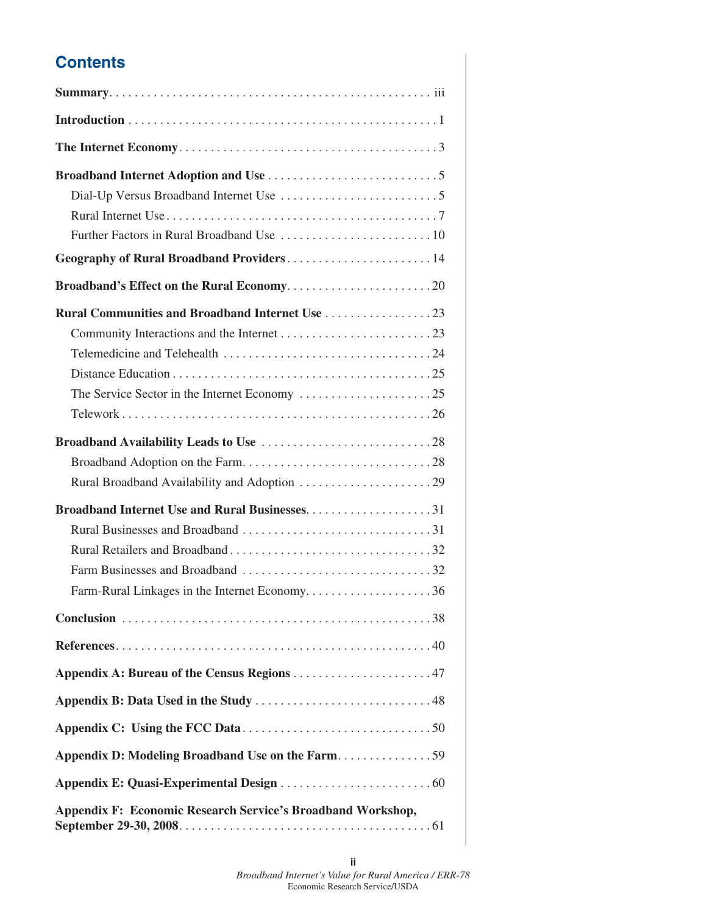# Contents

**Summary** . . . . . . . . . . . . . . . . . . . . . . . . . . . . . . . . . . . . . . . . . . . . . . . . . iii

**Introduction** . . . . . . . . . . . . . . . . . . . . . . . . . . . . . . . . . . . . . . . . . . . . . . . . 1

**The Internet Economy** . . . . . . . . . . . . . . . . . . . . . . . . . . . . . . . . . . . . . . . . 3

**Broadband Internet Adoption and Use** . . . . . . . . . . . . . . . . . . . . . . . . . . . 5

- Dial-Up Versus Broadband Internet Use . . . . . . . . . . . . . . . . . . . . . . . . . 5
- Rural Internet Use . . . . . . . . . . . . . . . . . . . . . . . . . . . . . . . . . . . . . . . . . . 7
- Further Factors in Rural Broadband Use . . . . . . . . . . . . . . . . . . . . . . . . 10

**Geography of Rural Broadband Providers** . . . . . . . . . . . . . . . . . . . . . . . 14

**Broadband's Effect on the Rural Economy** . . . . . . . . . . . . . . . . . . . . . . . 20

**Rural Communities and Broadband Internet Use** . . . . . . . . . . . . . . . . . 23

- Community Interactions and the Internet . . . . . . . . . . . . . . . . . . . . . . . . 23
- Telemedicine and Telehealth . . . . . . . . . . . . . . . . . . . . . . . . . . . . . . . . . 24
- Distance Education . . . . . . . . . . . . . . . . . . . . . . . . . . . . . . . . . . . . . . . . 25
- The Service Sector in the Internet Economy . . . . . . . . . . . . . . . . . . . . . 25
- Telework . . . . . . . . . . . . . . . . . . . . . . . . . . . . . . . . . . . . . . . . . . . . . . . . 26

**Broadband Availability Leads to Use** . . . . . . . . . . . . . . . . . . . . . . . . . . . 28

- Broadband Adoption on the Farm . . . . . . . . . . . . . . . . . . . . . . . . . . . . . . 28
- Rural Broadband Availability and Adoption . . . . . . . . . . . . . . . . . . . . . 29

**Broadband Internet Use and Rural Businesses** . . . . . . . . . . . . . . . . . . . . 31

- Rural Businesses and Broadband . . . . . . . . . . . . . . . . . . . . . . . . . . . . . . 31
- Rural Retailers and Broadband . . . . . . . . . . . . . . . . . . . . . . . . . . . . . . . . 32
- Farm Businesses and Broadband . . . . . . . . . . . . . . . . . . . . . . . . . . . . . . 32
- Farm-Rural Linkages in the Internet Economy . . . . . . . . . . . . . . . . . . . . 36

**Conclusion** . . . . . . . . . . . . . . . . . . . . . . . . . . . . . . . . . . . . . . . . . . . . . . . 38

**References** . . . . . . . . . . . . . . . . . . . . . . . . . . . . . . . . . . . . . . . . . . . . . . . 40

**Appendix A: Bureau of the Census Regions** . . . . . . . . . . . . . . . . . . . . . . 47

**Appendix B: Data Used in the Study** . . . . . . . . . . . . . . . . . . . . . . . . . . . . 48

**Appendix C: Using the FCC Data** . . . . . . . . . . . . . . . . . . . . . . . . . . . . . . 50

**Appendix D: Modeling Broadband Use on the Farm** . . . . . . . . . . . . . . . 59

**Appendix E: Quasi-Experimental Design** . . . . . . . . . . . . . . . . . . . . . . . . 60

**Appendix F: Economic Research Service's Broadband Workshop, September 29-30, 2008** . . . . . . . . . . . . . . . . . . . . . . . . . . . . . . . . . . . . . . 61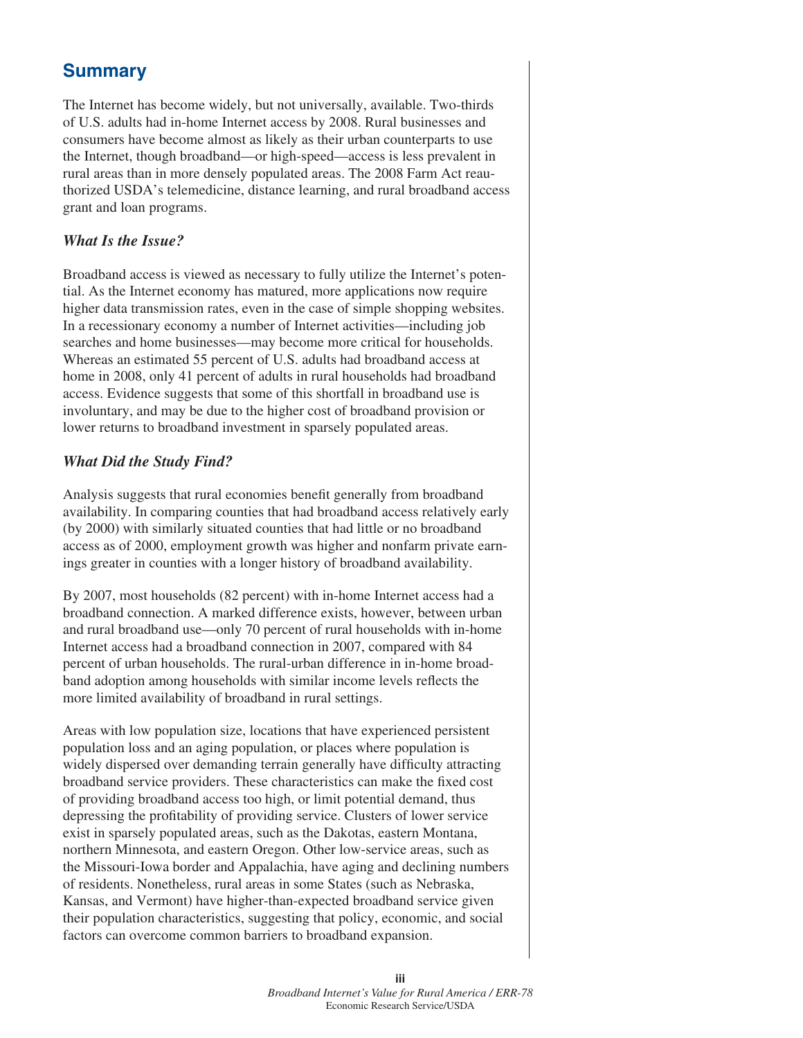## Summary

The Internet has become widely, but not universally, available. Two-thirds of U.S. adults had in-home Internet access by 2008. Rural businesses and consumers have become almost as likely as their urban counterparts to use the Internet, though broadband—or high-speed—access is less prevalent in rural areas than in more densely populated areas. The 2008 Farm Act reauthorized USDA's telemedicine, distance learning, and rural broadband access grant and loan programs.

### *What Is the Issue?*

Broadband access is viewed as necessary to fully utilize the Internet's potential. As the Internet economy has matured, more applications now require higher data transmission rates, even in the case of simple shopping websites. In a recessionary economy a number of Internet activities—including job searches and home businesses—may become more critical for households. Whereas an estimated 55 percent of U.S. adults had broadband access at home in 2008, only 41 percent of adults in rural households had broadband access. Evidence suggests that some of this shortfall in broadband use is involuntary, and may be due to the higher cost of broadband provision or lower returns to broadband investment in sparsely populated areas.

### *What Did the Study Find?*

Analysis suggests that rural economies benefit generally from broadband availability. In comparing counties that had broadband access relatively early (by 2000) with similarly situated counties that had little or no broadband access as of 2000, employment growth was higher and nonfarm private earnings greater in counties with a longer history of broadband availability.

By 2007, most households (82 percent) with in-home Internet access had a broadband connection. A marked difference exists, however, between urban and rural broadband use—only 70 percent of rural households with in-home Internet access had a broadband connection in 2007, compared with 84 percent of urban households. The rural-urban difference in in-home broadband adoption among households with similar income levels reflects the more limited availability of broadband in rural settings.

Areas with low population size, locations that have experienced persistent population loss and an aging population, or places where population is widely dispersed over demanding terrain generally have difficulty attracting broadband service providers. These characteristics can make the fixed cost of providing broadband access too high, or limit potential demand, thus depressing the profitability of providing service. Clusters of lower service exist in sparsely populated areas, such as the Dakotas, eastern Montana, northern Minnesota, and eastern Oregon. Other low-service areas, such as the Missouri-Iowa border and Appalachia, have aging and declining numbers of residents. Nonetheless, rural areas in some States (such as Nebraska, Kansas, and Vermont) have higher-than-expected broadband service given their population characteristics, suggesting that policy, economic, and social factors can overcome common barriers to broadband expansion.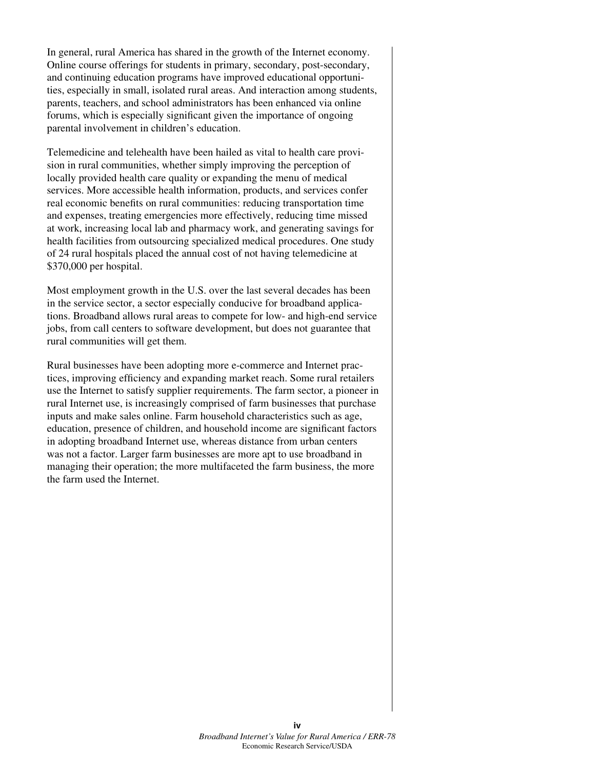In general, rural America has shared in the growth of the Internet economy. Online course offerings for students in primary, secondary, post-secondary, and continuing education programs have improved educational opportunities, especially in small, isolated rural areas. And interaction among students, parents, teachers, and school administrators has been enhanced via online forums, which is especially significant given the importance of ongoing parental involvement in children's education.

Telemedicine and telehealth have been hailed as vital to health care provision in rural communities, whether simply improving the perception of locally provided health care quality or expanding the menu of medical services. More accessible health information, products, and services confer real economic benefits on rural communities: reducing transportation time and expenses, treating emergencies more effectively, reducing time missed at work, increasing local lab and pharmacy work, and generating savings for health facilities from outsourcing specialized medical procedures. One study of 24 rural hospitals placed the annual cost of not having telemedicine at $370,000 per hospital.

Most employment growth in the U.S. over the last several decades has been in the service sector, a sector especially conducive for broadband applications. Broadband allows rural areas to compete for low- and high-end service jobs, from call centers to software development, but does not guarantee that rural communities will get them.

Rural businesses have been adopting more e-commerce and Internet practices, improving efficiency and expanding market reach. Some rural retailers use the Internet to satisfy supplier requirements. The farm sector, a pioneer in rural Internet use, is increasingly comprised of farm businesses that purchase inputs and make sales online. Farm household characteristics such as age, education, presence of children, and household income are significant factors in adopting broadband Internet use, whereas distance from urban centers was not a factor. Larger farm businesses are more apt to use broadband in managing their operation; the more multifaceted the farm business, the more the farm used the Internet.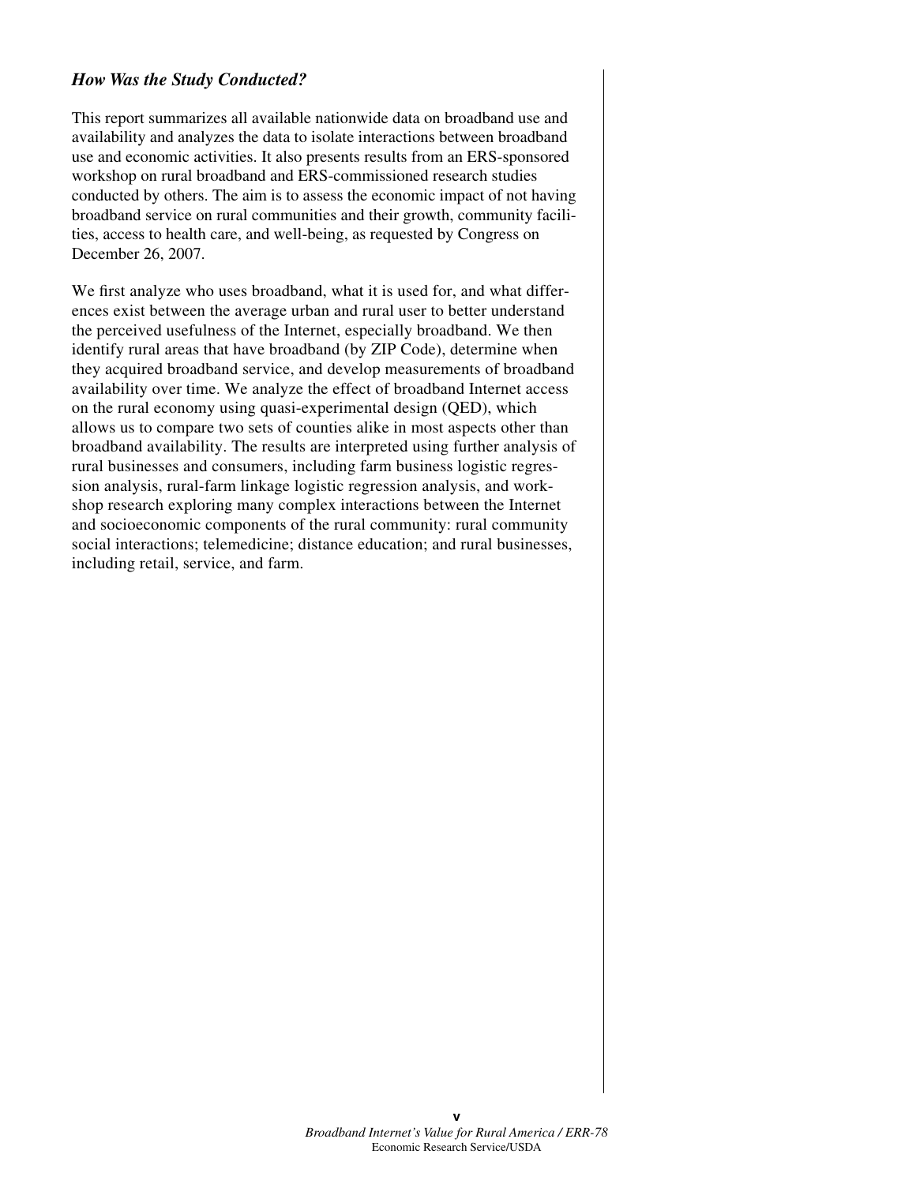### *How Was the Study Conducted?*

This report summarizes all available nationwide data on broadband use and availability and analyzes the data to isolate interactions between broadband use and economic activities. It also presents results from an ERS-sponsored workshop on rural broadband and ERS-commissioned research studies conducted by others. The aim is to assess the economic impact of not having broadband service on rural communities and their growth, community facilities, access to health care, and well-being, as requested by Congress on December 26, 2007.

We first analyze who uses broadband, what it is used for, and what differences exist between the average urban and rural user to better understand the perceived usefulness of the Internet, especially broadband. We then identify rural areas that have broadband (by ZIP Code), determine when they acquired broadband service, and develop measurements of broadband availability over time. We analyze the effect of broadband Internet access on the rural economy using quasi-experimental design (QED), which allows us to compare two sets of counties alike in most aspects other than broadband availability. The results are interpreted using further analysis of rural businesses and consumers, including farm business logistic regression analysis, rural-farm linkage logistic regression analysis, and workshop research exploring many complex interactions between the Internet and socioeconomic components of the rural community: rural community social interactions; telemedicine; distance education; and rural businesses, including retail, service, and farm.